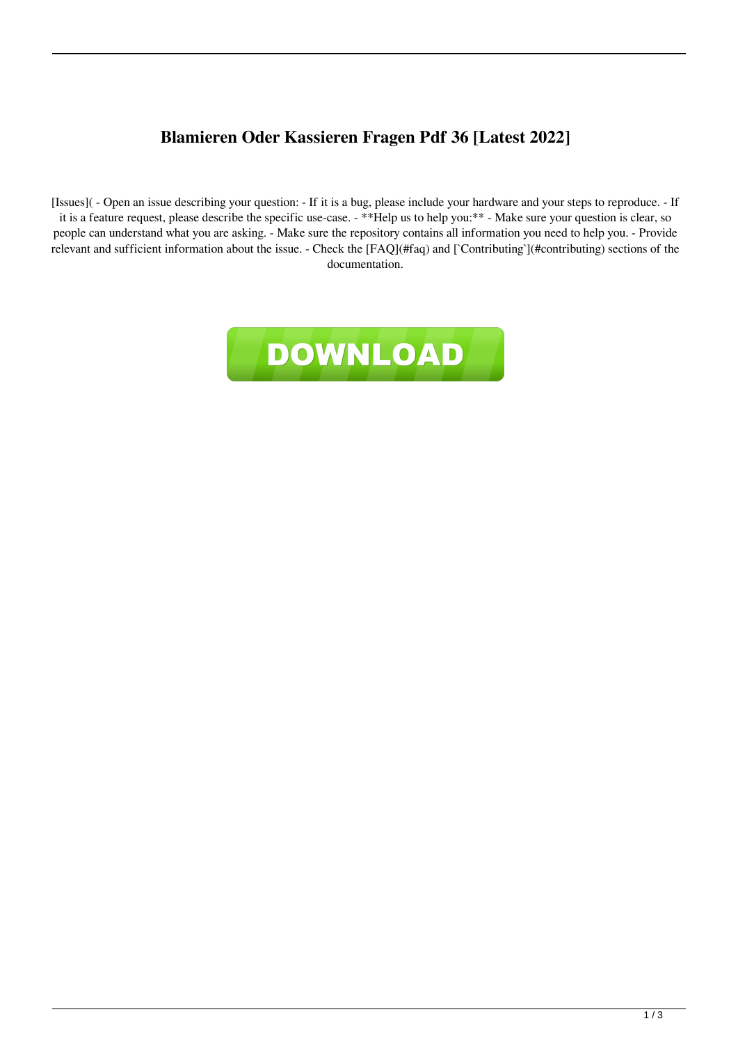# Blamieren Oder Kassieren Fragen Pdf 36 [Latest 2022]

[Issues]( - Open an issue describing your question: - If it is a bug, please include your hardware and your steps to reproduce. - If it is a feature request, please describe the specific use-case. - **Help us to help you:** - Make sure your question is clear, so people can understand what you are asking. - Make sure the repository contains all information you need to help you. - Provide relevant and sufficient information about the issue. - Check the [FAQ](#faq) and [`Contributing`](#contributing) sections of the documentation.

DOWNLOAD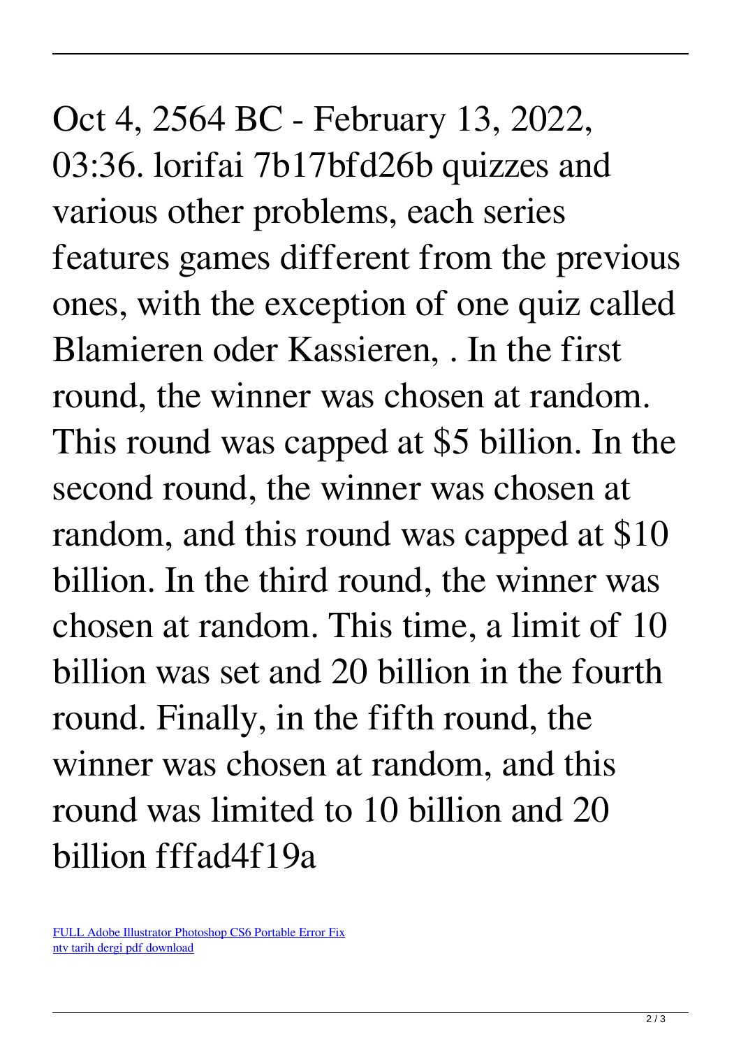Oct 4, 2564 BC - February 13, 2022, 03:36. lorifai 7b17bfd26b quizzes and various other problems, each series features games different from the previous ones, with the exception of one quiz called Blamieren oder Kassieren, . In the first round, the winner was chosen at random. This round was capped at $5 billion. In the second round, the winner was chosen at random, and this round was capped at $10 billion. In the third round, the winner was chosen at random. This time, a limit of 10 billion was set and 20 billion in the fourth round. Finally, in the fifth round, the winner was chosen at random, and this round was limited to 10 billion and 20 billion fffad4f19a

FULL Adobe Illustrator Photoshop CS6 Portable Error Fix
ntv tarih dergi pdf download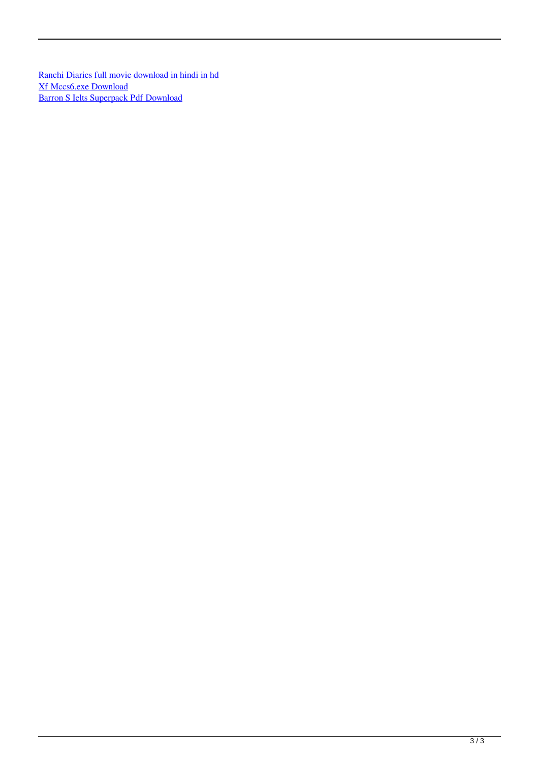Ranchi Diaries full movie download in hindi in hd
Xf Mccs6.exe Download
Barron S Ielts Superpack Pdf Download